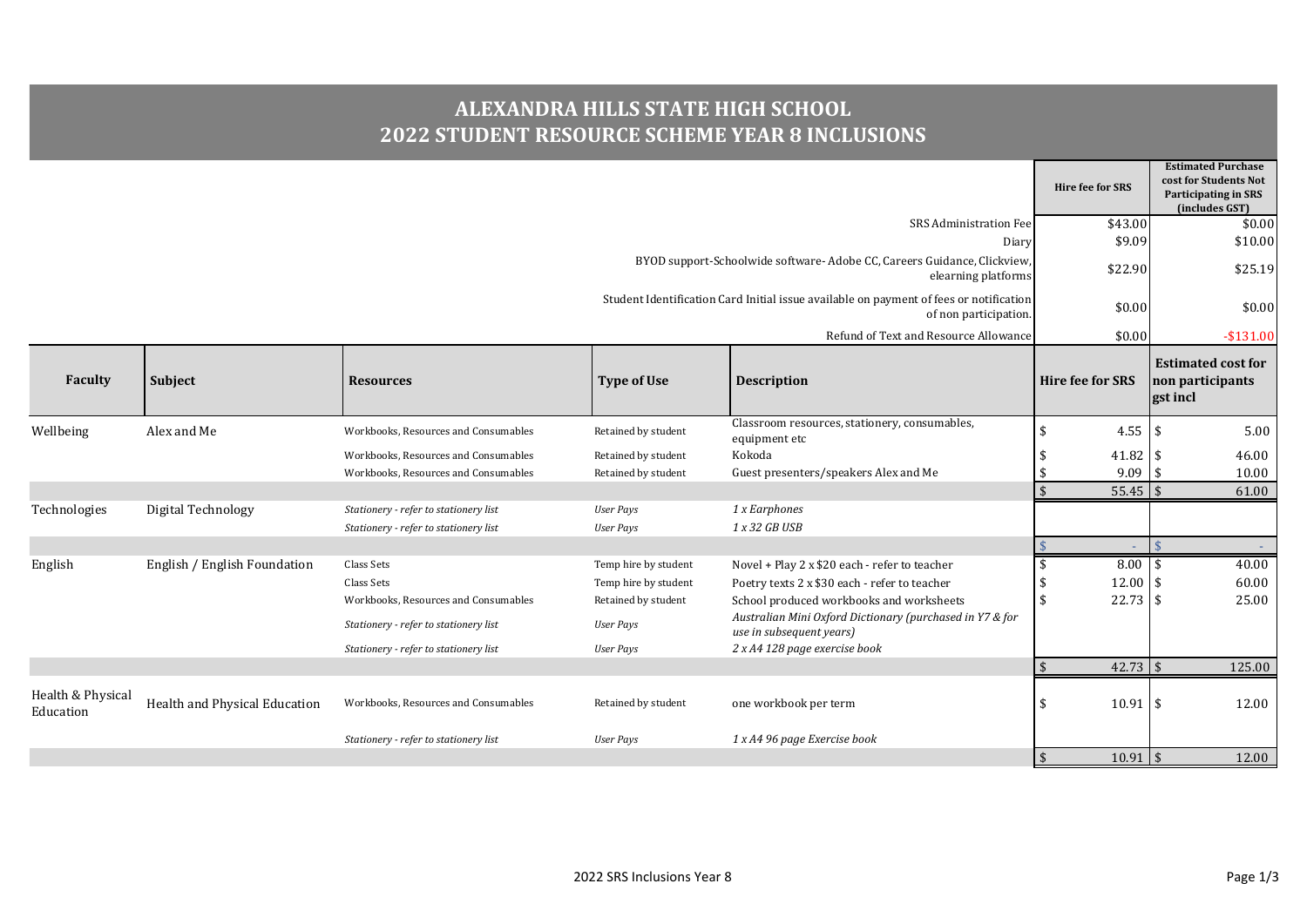# ALEXANDRA HILLS STATE HIGH SCHOOL
## 2022 STUDENT RESOURCE SCHEME YEAR 8 INCLUSIONS

| | Hire fee for SRS | Estimated Purchase cost for Students Not Participating in SRS (includes GST) |
|---|---|---|
| SRS Administration Fee | $43.00 | $0.00 |
| Diary | $9.09 | $10.00 |
| BYOD support-Schoolwide software- Adobe CC, Careers Guidance, Clickview, elearning platforms | $22.90 | $25.19 |
| Student Identification Card Initial issue available on payment of fees or notification of non participation. | $0.00 | $0.00 |
| Refund of Text and Resource Allowance | $0.00 | -$131.00 |

| Faculty | Subject | Resources | Type of Use | Description | Hire fee for SRS | Estimated cost for non participants gst incl |
|---|---|---|---|---|---|---|
| Wellbeing | Alex and Me | Workbooks, Resources and Consumables | Retained by student | Classroom resources, stationery, consumables, equipment etc | $ 4.55 | $ 5.00 |
| | | Workbooks, Resources and Consumables | Retained by student | Kokoda | $ 41.82 | $ 46.00 |
| | | Workbooks, Resources and Consumables | Retained by student | Guest presenters/speakers Alex and Me | $ 9.09 | $ 10.00 |
| | | | | | $ 55.45 | $ 61.00 |
| Technologies | Digital Technology | *Stationery - refer to stationery list* | *User Pays* | *1 x Earphones* | | |
| | | *Stationery - refer to stationery list* | *User Pays* | *1 x 32 GB USB* | | |
| | | | | | $ - | $ - |
| English | English / English Foundation | Class Sets | Temp hire by student | Novel + Play 2 x $20 each - refer to teacher | $ 8.00 | $ 40.00 |
| | | Class Sets | Temp hire by student | Poetry texts 2 x $30 each - refer to teacher | $ 12.00 | $ 60.00 |
| | | Workbooks, Resources and Consumables | Retained by student | School produced workbooks and worksheets | $ 22.73 | $ 25.00 |
| | | *Stationery - refer to stationery list* | *User Pays* | *Australian Mini Oxford Dictionary (purchased in Y7 & for use in subsequent years)* | | |
| | | *Stationery - refer to stationery list* | *User Pays* | *2 x A4 128 page exercise book* | | |
| | | | | | $ 42.73 | $ 125.00 |
| Health & Physical Education | Health and Physical Education | Workbooks, Resources and Consumables | Retained by student | one workbook per term | $ 10.91 | $ 12.00 |
| | | *Stationery - refer to stationery list* | *User Pays* | *1 x A4 96 page Exercise book* | | |
| | | | | | $ 10.91 | $ 12.00 |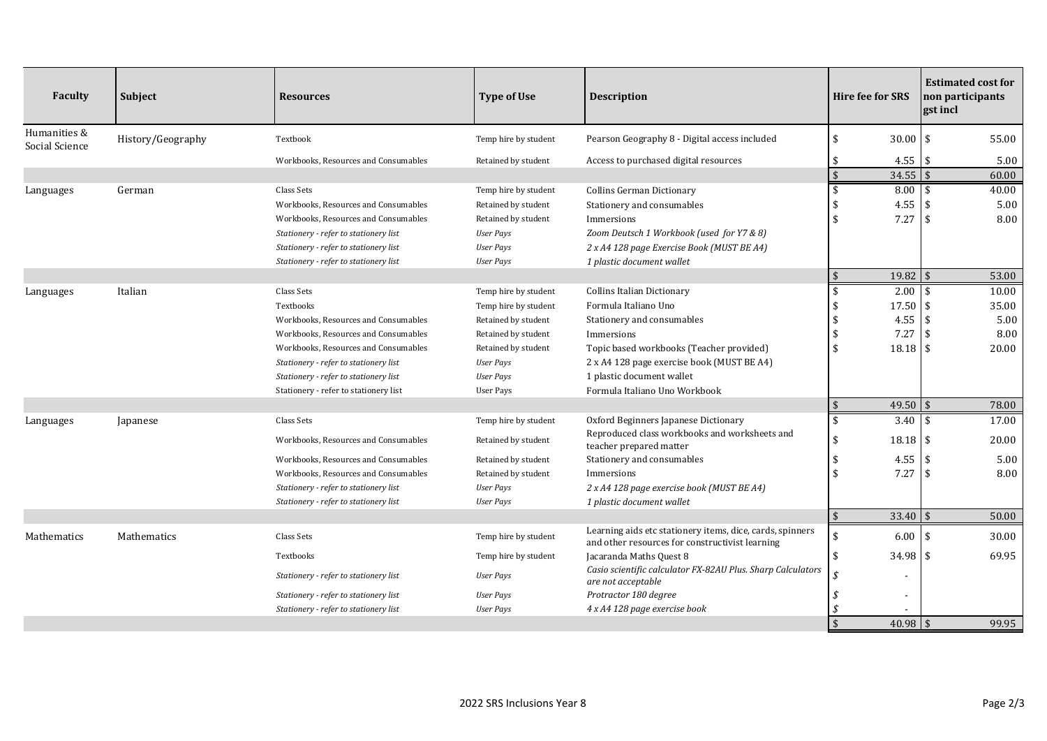| Faculty | Subject | Resources | Type of Use | Description | Hire fee for SRS | Estimated cost for non participants gst incl |
|---|---|---|---|---|---|---|
| Humanities & Social Science | History/Geography | Textbook | Temp hire by student | Pearson Geography 8 - Digital access included | $ 30.00 | $ 55.00 |
| | | Workbooks, Resources and Consumables | Retained by student | Access to purchased digital resources | $ 4.55 | $ 5.00 |
| | | | | | $ 34.55 | $ 60.00 |
| Languages | German | Class Sets | Temp hire by student | Collins German Dictionary | $ 8.00 | $ 40.00 |
| | | Workbooks, Resources and Consumables | Retained by student | Stationery and consumables | $ 4.55 | $ 5.00 |
| | | Workbooks, Resources and Consumables | Retained by student | Immersions | $ 7.27 | $ 8.00 |
| | | *Stationery - refer to stationery list* | *User Pays* | *Zoom Deutsch 1 Workbook (used for Y7 & 8)* | | |
| | | *Stationery - refer to stationery list* | *User Pays* | *2 x A4 128 page Exercise Book (MUST BE A4)* | | |
| | | *Stationery - refer to stationery list* | *User Pays* | *1 plastic document wallet* | | |
| | | | | | $ 19.82 | $ 53.00 |
| Languages | Italian | Class Sets | Temp hire by student | Collins Italian Dictionary | $ 2.00 | $ 10.00 |
| | | Textbooks | Temp hire by student | Formula Italiano Uno | $ 17.50 | $ 35.00 |
| | | Workbooks, Resources and Consumables | Retained by student | Stationery and consumables | $ 4.55 | $ 5.00 |
| | | Workbooks, Resources and Consumables | Retained by student | Immersions | $ 7.27 | $ 8.00 |
| | | Workbooks, Resources and Consumables | Retained by student | Topic based workbooks (Teacher provided) | $ 18.18 | $ 20.00 |
| | | *Stationery - refer to stationery list* | *User Pays* | 2 x A4 128 page exercise book (MUST BE A4) | | |
| | | *Stationery - refer to stationery list* | *User Pays* | 1 plastic document wallet | | |
| | | Stationery - refer to stationery list | User Pays | Formula Italiano Uno Workbook | | |
| | | | | | $ 49.50 | $ 78.00 |
| Languages | Japanese | Class Sets | Temp hire by student | Oxford Beginners Japanese Dictionary | $ 3.40 | $ 17.00 |
| | | Workbooks, Resources and Consumables | Retained by student | Reproduced class workbooks and worksheets and teacher prepared matter | $ 18.18 | $ 20.00 |
| | | Workbooks, Resources and Consumables | Retained by student | Stationery and consumables | $ 4.55 | $ 5.00 |
| | | Workbooks, Resources and Consumables | Retained by student | Immersions | $ 7.27 | $ 8.00 |
| | | *Stationery - refer to stationery list* | *User Pays* | *2 x A4 128 page exercise book (MUST BE A4)* | | |
| | | *Stationery - refer to stationery list* | *User Pays* | *1 plastic document wallet* | | |
| | | | | | $ 33.40 | $ 50.00 |
| Mathematics | Mathematics | Class Sets | Temp hire by student | Learning aids etc stationery items, dice, cards, spinners and other resources for constructivist learning | $ 6.00 | $ 30.00 |
| | | Textbooks | Temp hire by student | Jacaranda Maths Quest 8 | $ 34.98 | $ 69.95 |
| | | *Stationery - refer to stationery list* | *User Pays* | *Casio scientific calculator FX-82AU Plus. Sharp Calculators are not acceptable* | *$ -* | |
| | | *Stationery - refer to stationery list* | *User Pays* | *Protractor 180 degree* | *$ -* | |
| | | *Stationery - refer to stationery list* | *User Pays* | *4 x A4 128 page exercise book* | *$ -* | |
| | | | | | $ 40.98 | $ 99.95 |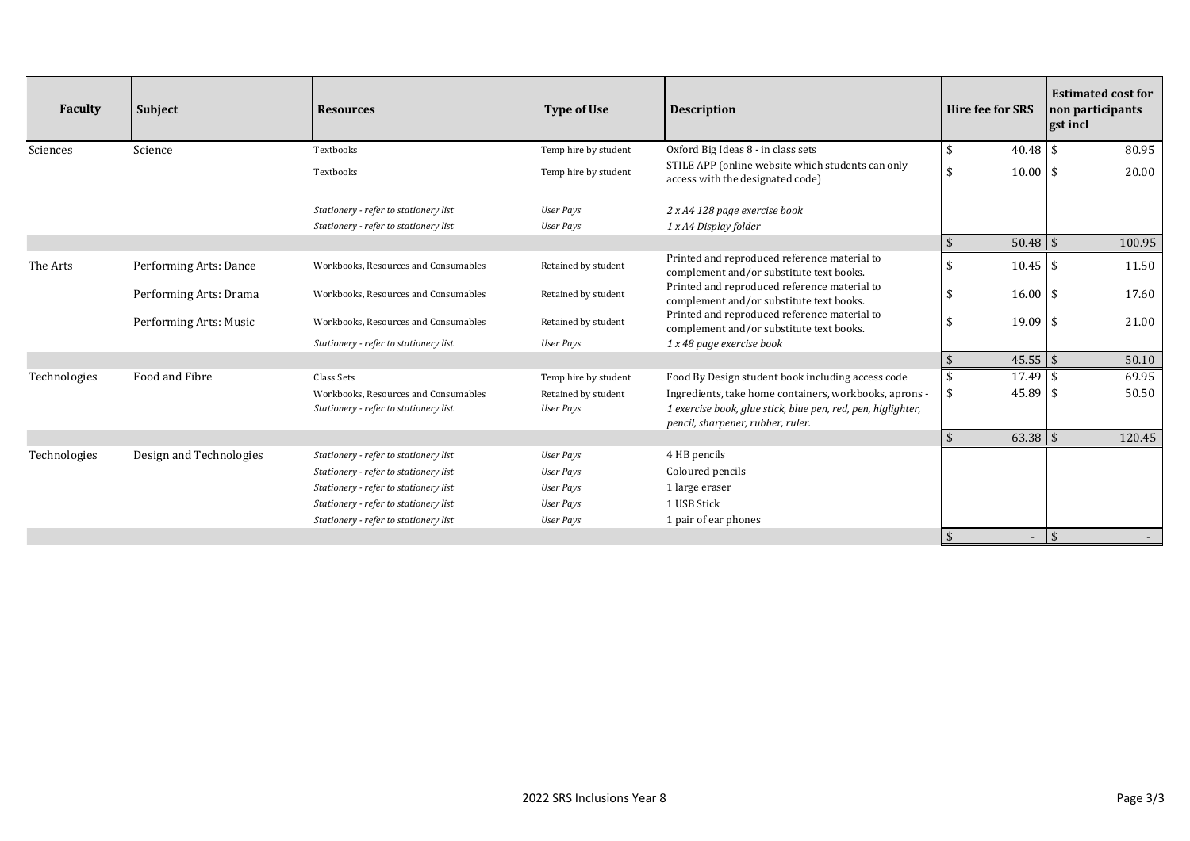| Faculty | Subject | Resources | Type of Use | Description | Hire fee for SRS | Estimated cost for non participants gst incl |
|---|---|---|---|---|---|---|
| Sciences | Science | Textbooks | Temp hire by student | Oxford Big Ideas 8 - in class sets | $ 40.48 | $ 80.95 |
| | | Textbooks | Temp hire by student | STILE APP (online website which students can only access with the designated code) | $ 10.00 | $ 20.00 |
| | | *Stationery - refer to stationery list* | *User Pays* | *2 x A4 128 page exercise book* | | |
| | | *Stationery - refer to stationery list* | *User Pays* | *1 x A4 Display folder* | | |
| | | | | | $ 50.48 | $ 100.95 |
| The Arts | Performing Arts: Dance | Workbooks, Resources and Consumables | Retained by student | Printed and reproduced reference material to complement and/or substitute text books. | $ 10.45 | $ 11.50 |
| | Performing Arts: Drama | Workbooks, Resources and Consumables | Retained by student | Printed and reproduced reference material to complement and/or substitute text books. | $ 16.00 | $ 17.60 |
| | Performing Arts: Music | Workbooks, Resources and Consumables | Retained by student | Printed and reproduced reference material to complement and/or substitute text books. | $ 19.09 | $ 21.00 |
| | | *Stationery - refer to stationery list* | *User Pays* | *1 x 48 page exercise book* | | |
| | | | | | $ 45.55 | $ 50.10 |
| Technologies | Food and Fibre | Class Sets | Temp hire by student | Food By Design student book including access code | $ 17.49 | $ 69.95 |
| | | Workbooks, Resources and Consumables | Retained by student | Ingredients, take home containers, workbooks, aprons - | $ 45.89 | $ 50.50 |
| | | *Stationery - refer to stationery list* | *User Pays* | *1 exercise book, glue stick, blue pen, red, pen, higlighter, pencil, sharpener, rubber, ruler.* | | |
| | | | | | $ 63.38 | $ 120.45 |
| Technologies | Design and Technologies | *Stationery - refer to stationery list* | *User Pays* | 4 HB pencils | | |
| | | *Stationery - refer to stationery list* | *User Pays* | Coloured pencils | | |
| | | *Stationery - refer to stationery list* | *User Pays* | 1 large eraser | | |
| | | *Stationery - refer to stationery list* | *User Pays* | 1 USB Stick | | |
| | | *Stationery - refer to stationery list* | *User Pays* | 1 pair of ear phones | | |
| | | | | | $ - | $ - |